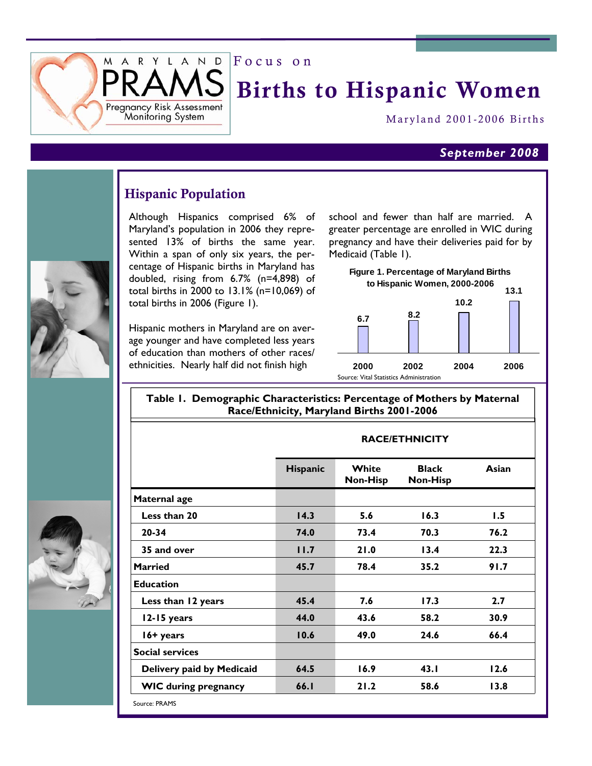MARYLAND PRAMS

Pregnancy Risk Assessment Monitoring System

Focus on

# Births to Hispanic Women

Maryland 2001-2006 Births

*September 2008*

## Hispanic Population

Although Hispanics comprised 6% of Maryland's population in 2006 they represented 13% of births the same year. Within a span of only six years, the percentage of Hispanic births in Maryland has doubled, rising from 6.7% (n=4,898) of total births in 2000 to 13.1% (n=10,069) of total births in 2006 (Figure 1).

Hispanic mothers in Maryland are on average younger and have completed less years of education than mothers of other races/ethnicities. Nearly half did not finish high school and fewer than half are married. A greater percentage are enrolled in WIC during pregnancy and have their deliveries paid for by Medicaid (Table 1).

**Figure 1. Percentage of Maryland Births to Hispanic Women, 2000-2006**

| Year | Percentage |
|---|---|
| 2000 | 6.7 |
| 2002 | 8.2 |
| 2004 | 10.2 |
| 2006 | 13.1 |

Source: Vital Statistics Administration

**Table 1. Demographic Characteristics: Percentage of Mothers by Maternal Race/Ethnicity, Maryland Births 2001-2006**

| | RACE/ETHNICITY | | | |
|---|---|---|---|---|
| | Hispanic | White Non-Hisp | Black Non-Hisp | Asian |
| **Maternal age** | | | | |
| Less than 20 | 14.3 | 5.6 | 16.3 | 1.5 |
| 20-34 | 74.0 | 73.4 | 70.3 | 76.2 |
| 35 and over | 11.7 | 21.0 | 13.4 | 22.3 |
| **Married** | 45.7 | 78.4 | 35.2 | 91.7 |
| **Education** | | | | |
| Less than 12 years | 45.4 | 7.6 | 17.3 | 2.7 |
| 12-15 years | 44.0 | 43.6 | 58.2 | 30.9 |
| 16+ years | 10.6 | 49.0 | 24.6 | 66.4 |
| **Social services** | | | | |
| Delivery paid by Medicaid | 64.5 | 16.9 | 43.1 | 12.6 |
| WIC during pregnancy | 66.1 | 21.2 | 58.6 | 13.8 |

Source: PRAMS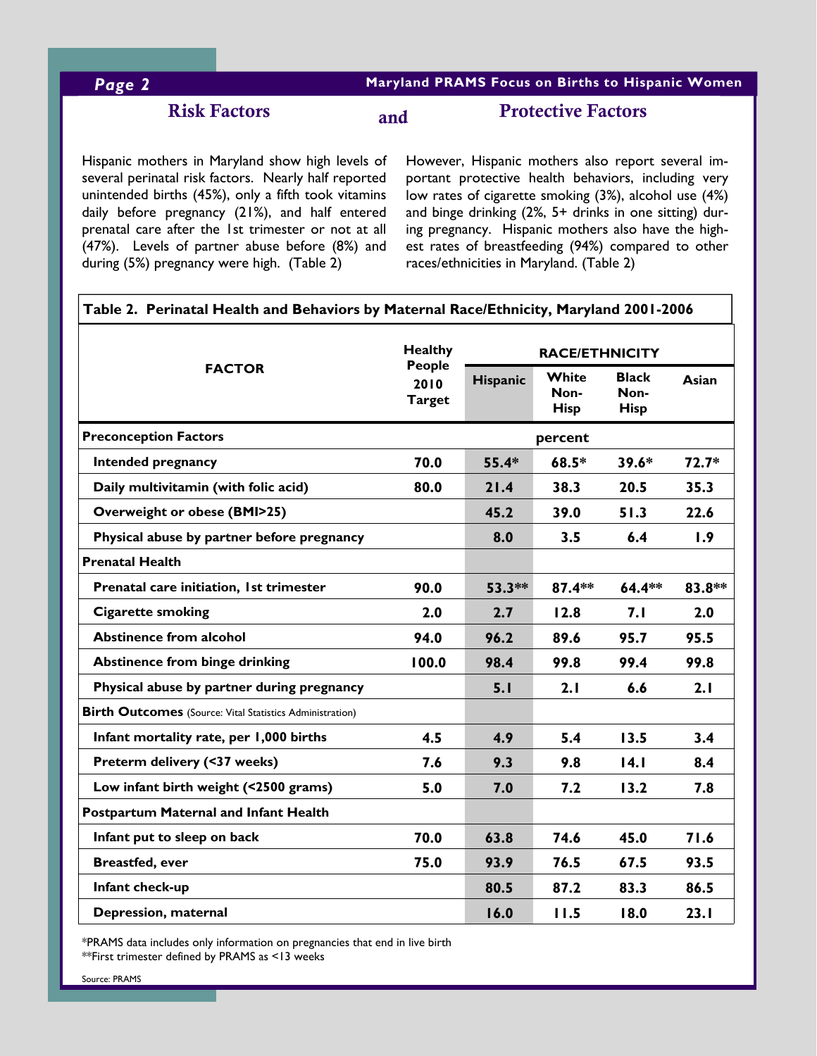## Risk Factors and Protective Factors

Hispanic mothers in Maryland show high levels of several perinatal risk factors. Nearly half reported unintended births (45%), only a fifth took vitamins daily before pregnancy (21%), and half entered prenatal care after the 1st trimester or not at all (47%). Levels of partner abuse before (8%) and during (5%) pregnancy were high. (Table 2)

However, Hispanic mothers also report several important protective health behaviors, including very low rates of cigarette smoking (3%), alcohol use (4%) and binge drinking (2%, 5+ drinks in one sitting) during pregnancy. Hispanic mothers also have the highest rates of breastfeeding (94%) compared to other races/ethnicities in Maryland. (Table 2)

**Table 2. Perinatal Health and Behaviors by Maternal Race/Ethnicity, Maryland 2001-2006**

| FACTOR | Healthy People 2010 Target | RACE/ETHNICITY | | | |
|---|---|---|---|---|---|
| | | Hispanic | White Non-Hisp | Black Non-Hisp | Asian |
| **Preconception Factors** | | percent | | | |
| Intended pregnancy | 70.0 | 55.4* | 68.5* | 39.6* | 72.7* |
| Daily multivitamin (with folic acid) | 80.0 | 21.4 | 38.3 | 20.5 | 35.3 |
| Overweight or obese (BMI>25) | | 45.2 | 39.0 | 51.3 | 22.6 |
| Physical abuse by partner before pregnancy | | 8.0 | 3.5 | 6.4 | 1.9 |
| **Prenatal Health** | | | | | |
| Prenatal care initiation, 1st trimester | 90.0 | 53.3** | 87.4** | 64.4** | 83.8** |
| Cigarette smoking | 2.0 | 2.7 | 12.8 | 7.1 | 2.0 |
| Abstinence from alcohol | 94.0 | 96.2 | 89.6 | 95.7 | 95.5 |
| Abstinence from binge drinking | 100.0 | 98.4 | 99.8 | 99.4 | 99.8 |
| Physical abuse by partner during pregnancy | | 5.1 | 2.1 | 6.6 | 2.1 |
| **Birth Outcomes** (Source: Vital Statistics Administration) | | | | | |
| Infant mortality rate, per 1,000 births | 4.5 | 4.9 | 5.4 | 13.5 | 3.4 |
| Preterm delivery (<37 weeks) | 7.6 | 9.3 | 9.8 | 14.1 | 8.4 |
| Low infant birth weight (<2500 grams) | 5.0 | 7.0 | 7.2 | 13.2 | 7.8 |
| **Postpartum Maternal and Infant Health** | | | | | |
| Infant put to sleep on back | 70.0 | 63.8 | 74.6 | 45.0 | 71.6 |
| Breastfed, ever | 75.0 | 93.9 | 76.5 | 67.5 | 93.5 |
| Infant check-up | | 80.5 | 87.2 | 83.3 | 86.5 |
| Depression, maternal | | 16.0 | 11.5 | 18.0 | 23.1 |

*PRAMS data includes only information on pregnancies that end in live birth
**First trimester defined by PRAMS as <13 weeks

Source: PRAMS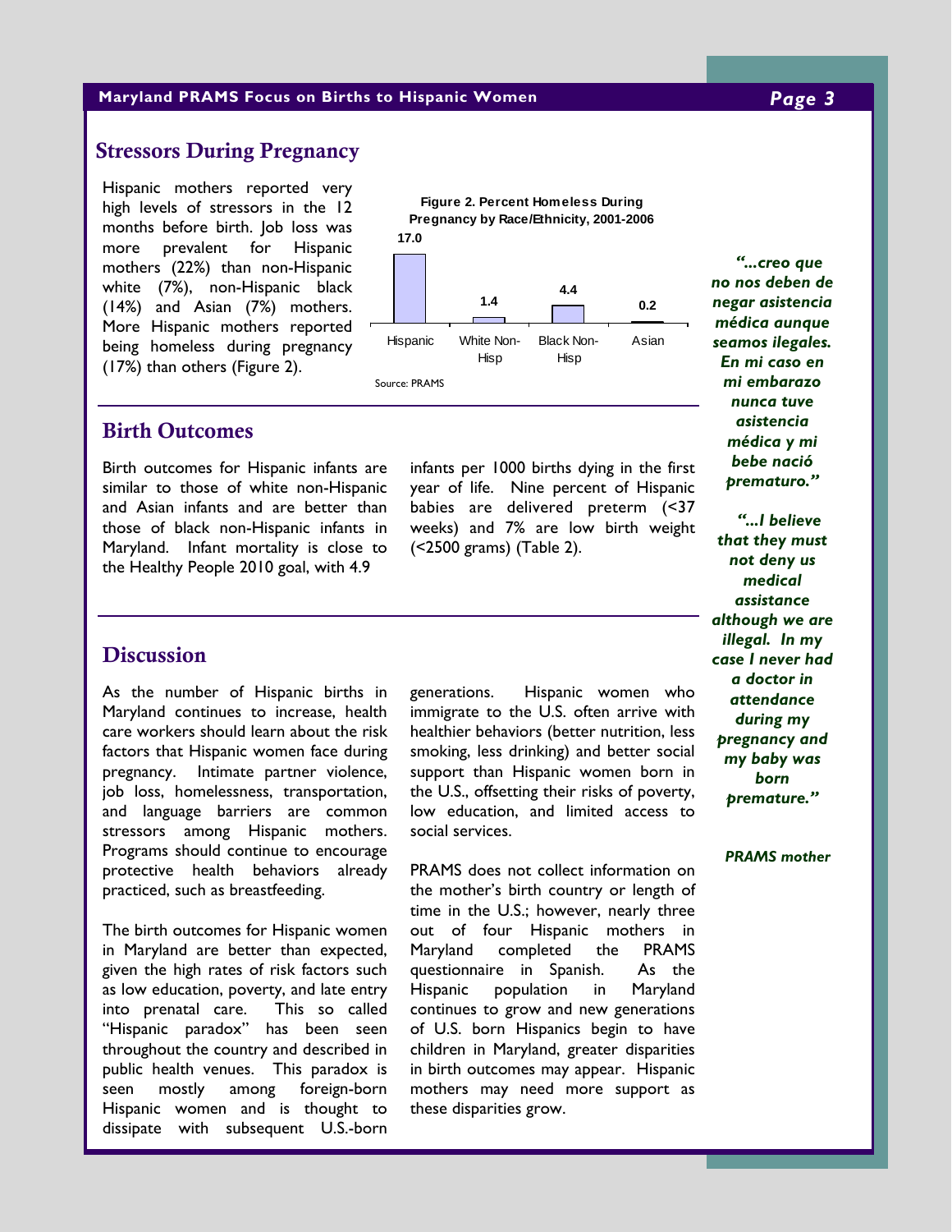## Stressors During Pregnancy

Hispanic mothers reported very high levels of stressors in the 12 months before birth. Job loss was more prevalent for Hispanic mothers (22%) than non-Hispanic white (7%), non-Hispanic black (14%) and Asian (7%) mothers. More Hispanic mothers reported being homeless during pregnancy (17%) than others (Figure 2).

**Figure 2. Percent Homeless During Pregnancy by Race/Ethnicity, 2001-2006**

| Hispanic | White Non-Hisp | Black Non-Hisp | Asian |
|---|---|---|---|
| 17.0 | 1.4 | 4.4 | 0.2 |

Source: PRAMS

## Birth Outcomes

Birth outcomes for Hispanic infants are similar to those of white non-Hispanic and Asian infants and are better than those of black non-Hispanic infants in Maryland. Infant mortality is close to the Healthy People 2010 goal, with 4.9 infants per 1000 births dying in the first year of life. Nine percent of Hispanic babies are delivered preterm (<37 weeks) and 7% are low birth weight (<2500 grams) (Table 2).

## Discussion

As the number of Hispanic births in Maryland continues to increase, health care workers should learn about the risk factors that Hispanic women face during pregnancy. Intimate partner violence, job loss, homelessness, transportation, and language barriers are common stressors among Hispanic mothers. Programs should continue to encourage protective health behaviors already practiced, such as breastfeeding.

The birth outcomes for Hispanic women in Maryland are better than expected, given the high rates of risk factors such as low education, poverty, and late entry into prenatal care. This so called "Hispanic paradox" has been seen throughout the country and described in public health venues. This paradox is seen mostly among foreign-born Hispanic women and is thought to dissipate with subsequent U.S.-born generations. Hispanic women who immigrate to the U.S. often arrive with healthier behaviors (better nutrition, less smoking, less drinking) and better social support than Hispanic women born in the U.S., offsetting their risks of poverty, low education, and limited access to social services.

PRAMS does not collect information on the mother's birth country or length of time in the U.S.; however, nearly three out of four Hispanic mothers in Maryland completed the PRAMS questionnaire in Spanish. As the Hispanic population in Maryland continues to grow and new generations of U.S. born Hispanics begin to have children in Maryland, greater disparities in birth outcomes may appear. Hispanic mothers may need more support as these disparities grow.

***"...creo que no nos deben de negar asistencia médica aunque seamos ilegales. En mi caso en mi embarazo nunca tuve asistencia médica y mi bebe nació prematuro."***

***"...I believe that they must not deny us medical assistance although we are illegal. In my case I never had a doctor in attendance during my pregnancy and my baby was born premature."***

***PRAMS mother***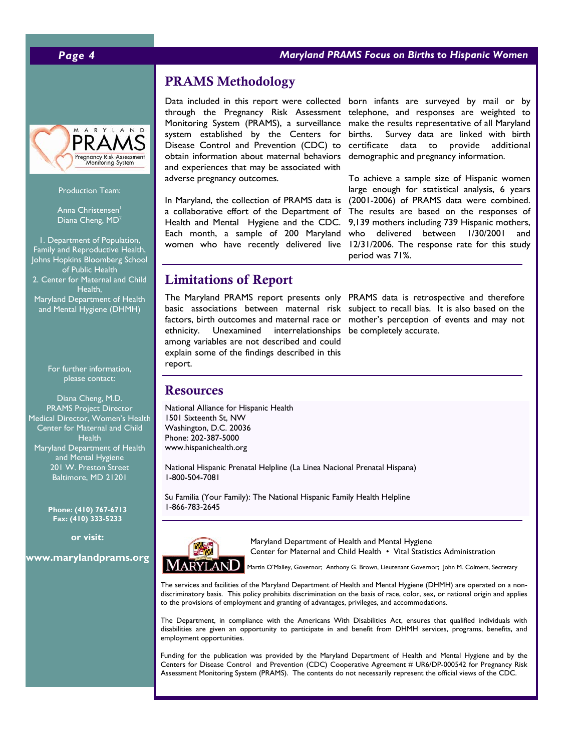## PRAMS Methodology

Data included in this report were collected through the Pregnancy Risk Assessment Monitoring System (PRAMS), a surveillance system established by the Centers for Disease Control and Prevention (CDC) to obtain information about maternal behaviors and experiences that may be associated with adverse pregnancy outcomes.

In Maryland, the collection of PRAMS data is a collaborative effort of the Department of Health and Mental Hygiene and the CDC. Each month, a sample of 200 Maryland women who have recently delivered live born infants are surveyed by mail or by telephone, and responses are weighted to make the results representative of all Maryland births. Survey data are linked with birth certificate data to provide additional demographic and pregnancy information.

To achieve a sample size of Hispanic women large enough for statistical analysis, 6 years (2001-2006) of PRAMS data were combined. The results are based on the responses of 9,139 mothers including 739 Hispanic mothers, who delivered between 1/30/2001 and 12/31/2006. The response rate for this study period was 71%.

## Limitations of Report

The Maryland PRAMS report presents only basic associations between maternal risk factors, birth outcomes and maternal race or ethnicity. Unexamined interrelationships among variables are not described and could explain some of the findings described in this report.

PRAMS data is retrospective and therefore subject to recall bias. It is also based on the mother's perception of events and may not be completely accurate.

## Resources

National Alliance for Hispanic Health
1501 Sixteenth St, NW
Washington, D.C. 20036
Phone: 202-387-5000
www.hispanichealth.org

National Hispanic Prenatal Helpline (La Linea Nacional Prenatal Hispana)
1-800-504-7081

Su Familia (Your Family): The National Hispanic Family Health Helpline
1-866-783-2645

Maryland Department of Health and Mental Hygiene
Center for Maternal and Child Health • Vital Statistics Administration

Martin O'Malley, Governor; Anthony G. Brown, Lieutenant Governor; John M. Colmers, Secretary

The services and facilities of the Maryland Department of Health and Mental Hygiene (DHMH) are operated on a non-discriminatory basis. This policy prohibits discrimination on the basis of race, color, sex, or national origin and applies to the provisions of employment and granting of advantages, privileges, and accommodations.

The Department, in compliance with the Americans With Disabilities Act, ensures that qualified individuals with disabilities are given an opportunity to participate in and benefit from DHMH services, programs, benefits, and employment opportunities.

Funding for the publication was provided by the Maryland Department of Health and Mental Hygiene and by the Centers for Disease Control and Prevention (CDC) Cooperative Agreement # UR6/DP-000542 for Pregnancy Risk Assessment Monitoring System (PRAMS). The contents do not necessarily represent the official views of the CDC.

---

MARYLAND PRAMS
Pregnancy Risk Assessment Monitoring System

Production Team:

Anna Christensen[1]
Diana Cheng, MD[2]

1. Department of Population, Family and Reproductive Health, Johns Hopkins Bloomberg School of Public Health
2. Center for Maternal and Child Health, Maryland Department of Health and Mental Hygiene (DHMH)

For further information, please contact:

Diana Cheng, M.D.
PRAMS Project Director
Medical Director, Women's Health
Center for Maternal and Child Health
Maryland Department of Health and Mental Hygiene
201 W. Preston Street
Baltimore, MD 21201

**Phone: (410) 767-6713**
**Fax: (410) 333-5233**

**or visit:**

**www.marylandprams.org**